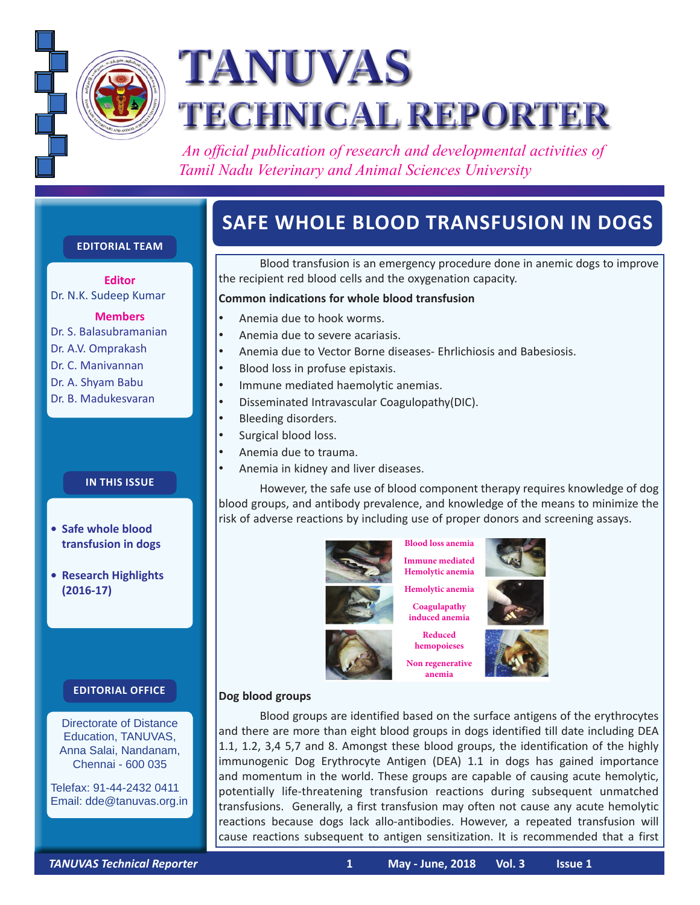# TANUVAS TECHNICAL REPORTER

*An official publication of research and developmental activities of Tamil Nadu Veterinary and Animal Sciences University*

**EDITORIAL TEAM**

**Editor**
Dr. N.K. Sudeep Kumar

**Members**
Dr. S. Balasubramanian
Dr. A.V. Omprakash
Dr. C. Manivannan
Dr. A. Shyam Babu
Dr. B. Madukesvaran

**IN THIS ISSUE**

- Safe whole blood transfusion in dogs
- Research Highlights (2016-17)

**EDITORIAL OFFICE**

Directorate of Distance Education, TANUVAS, Anna Salai, Nandanam, Chennai - 600 035

Telefax: 91-44-2432 0411
Email: dde@tanuvas.org.in

## SAFE WHOLE BLOOD TRANSFUSION IN DOGS

Blood transfusion is an emergency procedure done in anemic dogs to improve the recipient red blood cells and the oxygenation capacity.

**Common indications for whole blood transfusion**

- Anemia due to hook worms.
- Anemia due to severe acariasis.
- Anemia due to Vector Borne diseases- Ehrlichiosis and Babesiosis.
- Blood loss in profuse epistaxis.
- Immune mediated haemolytic anemias.
- Disseminated Intravascular Coagulopathy(DIC).
- Bleeding disorders.
- Surgical blood loss.
- Anemia due to trauma.
- Anemia in kidney and liver diseases.

However, the safe use of blood component therapy requires knowledge of dog blood groups, and antibody prevalence, and knowledge of the means to minimize the risk of adverse reactions by including use of proper donors and screening assays.

Blood loss anemia
Immune mediated Hemolytic anemia
Hemolytic anemia
Coagulapathy induced anemia
Reduced hemopoieses
Non regenerative anemia

**Dog blood groups**

Blood groups are identified based on the surface antigens of the erythrocytes and there are more than eight blood groups in dogs identified till date including DEA 1.1, 1.2, 3,4 5,7 and 8. Amongst these blood groups, the identification of the highly immunogenic Dog Erythrocyte Antigen (DEA) 1.1 in dogs has gained importance and momentum in the world. These groups are capable of causing acute hemolytic, potentially life-threatening transfusion reactions during subsequent unmatched transfusions. Generally, a first transfusion may often not cause any acute hemolytic reactions because dogs lack allo-antibodies. However, a repeated transfusion will cause reactions subsequent to antigen sensitization. It is recommended that a first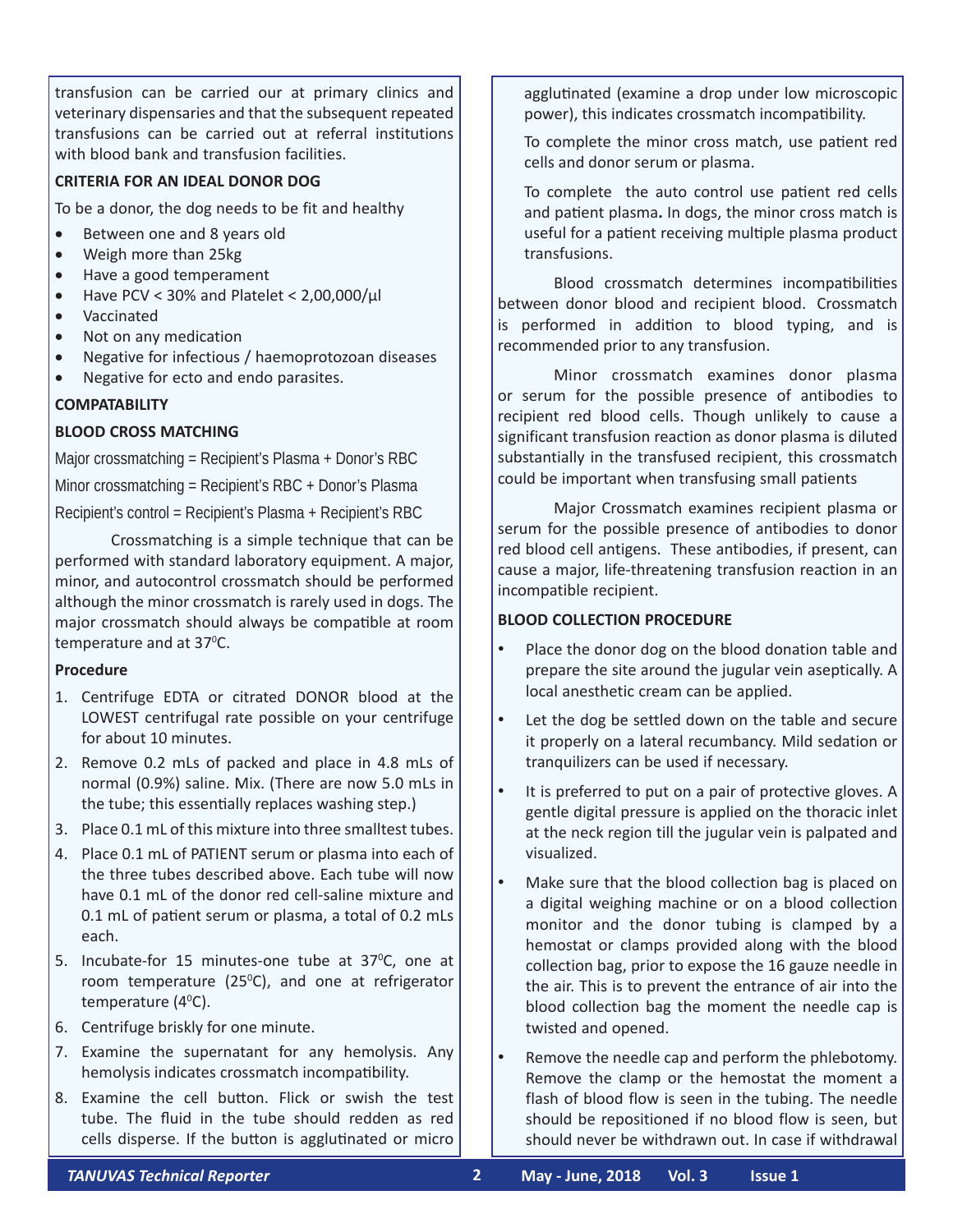transfusion can be carried our at primary clinics and veterinary dispensaries and that the subsequent repeated transfusions can be carried out at referral institutions with blood bank and transfusion facilities.

**CRITERIA FOR AN IDEAL DONOR DOG**

To be a donor, the dog needs to be fit and healthy

- Between one and 8 years old
- Weigh more than 25kg
- Have a good temperament
- Have PCV < 30% and Platelet < 2,00,000/µl
- Vaccinated
- Not on any medication
- Negative for infectious / haemoprotozoan diseases
- Negative for ecto and endo parasites.

**COMPATABILITY**

**BLOOD CROSS MATCHING**

Major crossmatching = Recipient's Plasma + Donor's RBC

Minor crossmatching = Recipient's RBC + Donor's Plasma

Recipient's control = Recipient's Plasma + Recipient's RBC

Crossmatching is a simple technique that can be performed with standard laboratory equipment. A major, minor, and autocontrol crossmatch should be performed although the minor crossmatch is rarely used in dogs. The major crossmatch should always be compatible at room temperature and at 37$^0$C.

**Procedure**

1. Centrifuge EDTA or citrated DONOR blood at the LOWEST centrifugal rate possible on your centrifuge for about 10 minutes.
2. Remove 0.2 mLs of packed and place in 4.8 mLs of normal (0.9%) saline. Mix. (There are now 5.0 mLs in the tube; this essentially replaces washing step.)
3. Place 0.1 mL of this mixture into three smalltest tubes.
4. Place 0.1 mL of PATIENT serum or plasma into each of the three tubes described above. Each tube will now have 0.1 mL of the donor red cell-saline mixture and 0.1 mL of patient serum or plasma, a total of 0.2 mLs each.
5. Incubate-for 15 minutes-one tube at 37$^0$C, one at room temperature (25$^0$C), and one at refrigerator temperature (4$^0$C).
6. Centrifuge briskly for one minute.
7. Examine the supernatant for any hemolysis. Any hemolysis indicates crossmatch incompatibility.
8. Examine the cell button. Flick or swish the test tube. The fluid in the tube should redden as red cells disperse. If the button is agglutinated or micro agglutinated (examine a drop under low microscopic power), this indicates crossmatch incompatibility.

   To complete the minor cross match, use patient red cells and donor serum or plasma.

   To complete the auto control use patient red cells and patient plasma**.** In dogs, the minor cross match is useful for a patient receiving multiple plasma product transfusions.

Blood crossmatch determines incompatibilities between donor blood and recipient blood. Crossmatch is performed in addition to blood typing, and is recommended prior to any transfusion.

Minor crossmatch examines donor plasma or serum for the possible presence of antibodies to recipient red blood cells. Though unlikely to cause a significant transfusion reaction as donor plasma is diluted substantially in the transfused recipient, this crossmatch could be important when transfusing small patients

Major Crossmatch examines recipient plasma or serum for the possible presence of antibodies to donor red blood cell antigens. These antibodies, if present, can cause a major, life-threatening transfusion reaction in an incompatible recipient.

**BLOOD COLLECTION PROCEDURE**

- Place the donor dog on the blood donation table and prepare the site around the jugular vein aseptically. A local anesthetic cream can be applied.
- Let the dog be settled down on the table and secure it properly on a lateral recumbancy. Mild sedation or tranquilizers can be used if necessary.
- It is preferred to put on a pair of protective gloves. A gentle digital pressure is applied on the thoracic inlet at the neck region till the jugular vein is palpated and visualized.
- Make sure that the blood collection bag is placed on a digital weighing machine or on a blood collection monitor and the donor tubing is clamped by a hemostat or clamps provided along with the blood collection bag, prior to expose the 16 gauze needle in the air. This is to prevent the entrance of air into the blood collection bag the moment the needle cap is twisted and opened.
- Remove the needle cap and perform the phlebotomy. Remove the clamp or the hemostat the moment a flash of blood flow is seen in the tubing. The needle should be repositioned if no blood flow is seen, but should never be withdrawn out. In case if withdrawal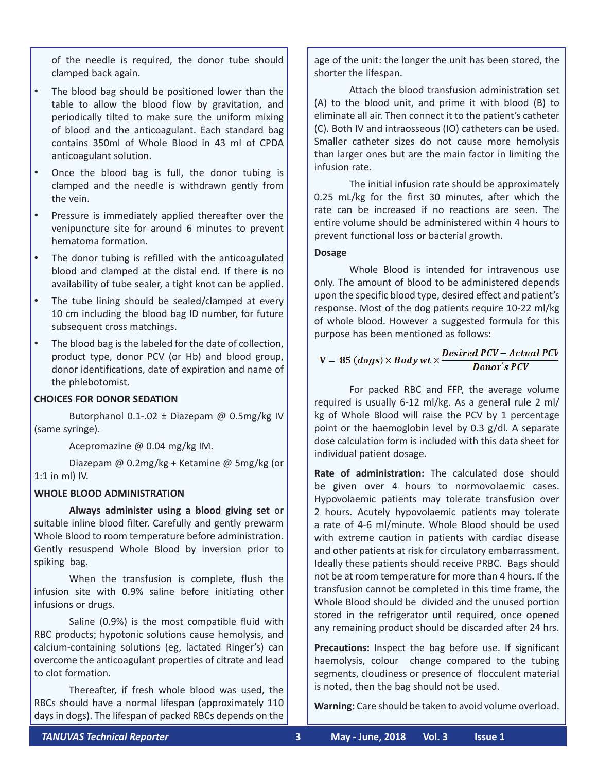of the needle is required, the donor tube should clamped back again.

- The blood bag should be positioned lower than the table to allow the blood flow by gravitation, and periodically tilted to make sure the uniform mixing of blood and the anticoagulant. Each standard bag contains 350ml of Whole Blood in 43 ml of CPDA anticoagulant solution.
- Once the blood bag is full, the donor tubing is clamped and the needle is withdrawn gently from the vein.
- Pressure is immediately applied thereafter over the venipuncture site for around 6 minutes to prevent hematoma formation.
- The donor tubing is refilled with the anticoagulated blood and clamped at the distal end. If there is no availability of tube sealer, a tight knot can be applied.
- The tube lining should be sealed/clamped at every 10 cm including the blood bag ID number, for future subsequent cross matchings.
- The blood bag is the labeled for the date of collection, product type, donor PCV (or Hb) and blood group, donor identifications, date of expiration and name of the phlebotomist.

**CHOICES FOR DONOR SEDATION**

Butorphanol 0.1-.02 ± Diazepam @ 0.5mg/kg IV (same syringe).

Acepromazine @ 0.04 mg/kg IM.

Diazepam @ 0.2mg/kg + Ketamine @ 5mg/kg (or 1:1 in ml) IV.

**WHOLE BLOOD ADMINISTRATION**

**Always administer using a blood giving set** or suitable inline blood filter. Carefully and gently prewarm Whole Blood to room temperature before administration. Gently resuspend Whole Blood by inversion prior to spiking bag.

When the transfusion is complete, flush the infusion site with 0.9% saline before initiating other infusions or drugs.

Saline (0.9%) is the most compatible fluid with RBC products; hypotonic solutions cause hemolysis, and calcium-containing solutions (eg, lactated Ringer's) can overcome the anticoagulant properties of citrate and lead to clot formation.

Thereafter, if fresh whole blood was used, the RBCs should have a normal lifespan (approximately 110 days in dogs). The lifespan of packed RBCs depends on the age of the unit: the longer the unit has been stored, the shorter the lifespan.

Attach the blood transfusion administration set (A) to the blood unit, and prime it with blood (B) to eliminate all air. Then connect it to the patient's catheter (C). Both IV and intraosseous (IO) catheters can be used. Smaller catheter sizes do not cause more hemolysis than larger ones but are the main factor in limiting the infusion rate.

The initial infusion rate should be approximately 0.25 mL/kg for the first 30 minutes, after which the rate can be increased if no reactions are seen. The entire volume should be administered within 4 hours to prevent functional loss or bacterial growth.

**Dosage**

Whole Blood is intended for intravenous use only. The amount of blood to be administered depends upon the specific blood type, desired effect and patient's response. Most of the dog patients require 10-22 ml/kg of whole blood. However a suggested formula for this purpose has been mentioned as follows:

$$\mathrm{V} = 85\ (dogs) \times Body\ wt \times \frac{Desired\ PCV - Actual\ PCV}{Donor's\ PCV}$$

For packed RBC and FFP, the average volume required is usually 6-12 ml/kg. As a general rule 2 ml/kg of Whole Blood will raise the PCV by 1 percentage point or the haemoglobin level by 0.3 g/dl. A separate dose calculation form is included with this data sheet for individual patient dosage.

**Rate of administration:** The calculated dose should be given over 4 hours to normovolaemic cases. Hypovolaemic patients may tolerate transfusion over 2 hours. Acutely hypovolaemic patients may tolerate a rate of 4-6 ml/minute. Whole Blood should be used with extreme caution in patients with cardiac disease and other patients at risk for circulatory embarrassment. Ideally these patients should receive PRBC. Bags should not be at room temperature for more than 4 hours**.** If the transfusion cannot be completed in this time frame, the Whole Blood should be divided and the unused portion stored in the refrigerator until required, once opened any remaining product should be discarded after 24 hrs.

**Precautions:** Inspect the bag before use. If significant haemolysis, colour change compared to the tubing segments, cloudiness or presence of flocculent material is noted, then the bag should not be used.

**Warning:** Care should be taken to avoid volume overload.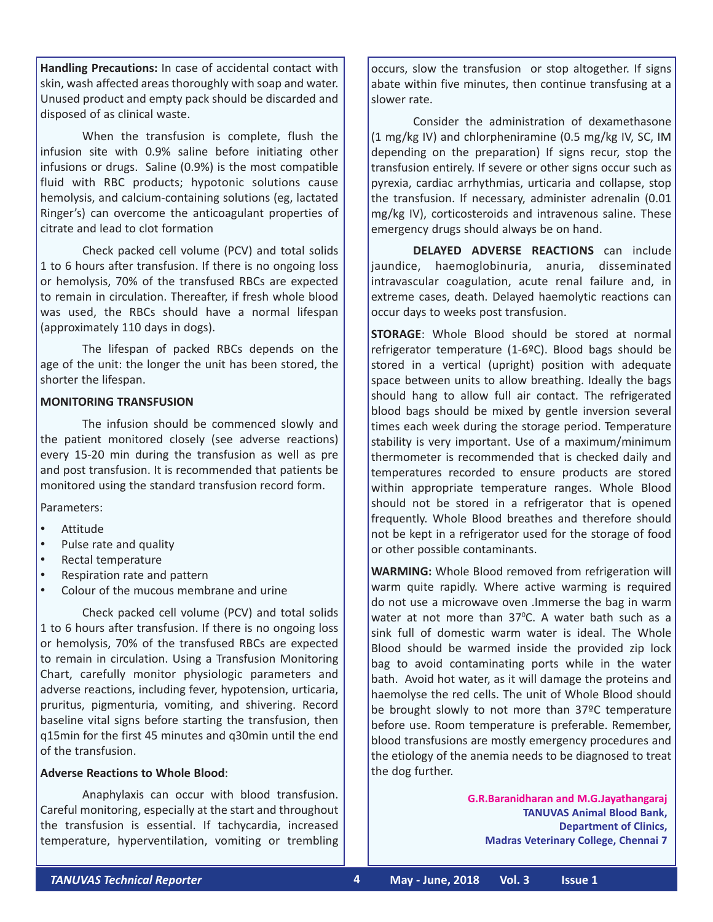**Handling Precautions:** In case of accidental contact with skin, wash affected areas thoroughly with soap and water. Unused product and empty pack should be discarded and disposed of as clinical waste.

When the transfusion is complete, flush the infusion site with 0.9% saline before initiating other infusions or drugs. Saline (0.9%) is the most compatible fluid with RBC products; hypotonic solutions cause hemolysis, and calcium-containing solutions (eg, lactated Ringer's) can overcome the anticoagulant properties of citrate and lead to clot formation

Check packed cell volume (PCV) and total solids 1 to 6 hours after transfusion. If there is no ongoing loss or hemolysis, 70% of the transfused RBCs are expected to remain in circulation. Thereafter, if fresh whole blood was used, the RBCs should have a normal lifespan (approximately 110 days in dogs).

The lifespan of packed RBCs depends on the age of the unit: the longer the unit has been stored, the shorter the lifespan.

**MONITORING TRANSFUSION**

The infusion should be commenced slowly and the patient monitored closely (see adverse reactions) every 15-20 min during the transfusion as well as pre and post transfusion. It is recommended that patients be monitored using the standard transfusion record form.

Parameters:

- Attitude
- Pulse rate and quality
- Rectal temperature
- Respiration rate and pattern
- Colour of the mucous membrane and urine

Check packed cell volume (PCV) and total solids 1 to 6 hours after transfusion. If there is no ongoing loss or hemolysis, 70% of the transfused RBCs are expected to remain in circulation. Using a Transfusion Monitoring Chart, carefully monitor physiologic parameters and adverse reactions, including fever, hypotension, urticaria, pruritus, pigmenturia, vomiting, and shivering. Record baseline vital signs before starting the transfusion, then q15min for the first 45 minutes and q30min until the end of the transfusion.

**Adverse Reactions to Whole Blood**:

Anaphylaxis can occur with blood transfusion. Careful monitoring, especially at the start and throughout the transfusion is essential. If tachycardia, increased temperature, hyperventilation, vomiting or trembling occurs, slow the transfusion or stop altogether. If signs abate within five minutes, then continue transfusing at a slower rate.

Consider the administration of dexamethasone (1 mg/kg IV) and chlorpheniramine (0.5 mg/kg IV, SC, IM depending on the preparation) If signs recur, stop the transfusion entirely. If severe or other signs occur such as pyrexia, cardiac arrhythmias, urticaria and collapse, stop the transfusion. If necessary, administer adrenalin (0.01 mg/kg IV), corticosteroids and intravenous saline. These emergency drugs should always be on hand.

**DELAYED ADVERSE REACTIONS** can include jaundice, haemoglobinuria, anuria, disseminated intravascular coagulation, acute renal failure and, in extreme cases, death. Delayed haemolytic reactions can occur days to weeks post transfusion.

**STORAGE**: Whole Blood should be stored at normal refrigerator temperature (1-6ºC). Blood bags should be stored in a vertical (upright) position with adequate space between units to allow breathing. Ideally the bags should hang to allow full air contact. The refrigerated blood bags should be mixed by gentle inversion several times each week during the storage period. Temperature stability is very important. Use of a maximum/minimum thermometer is recommended that is checked daily and temperatures recorded to ensure products are stored within appropriate temperature ranges. Whole Blood should not be stored in a refrigerator that is opened frequently. Whole Blood breathes and therefore should not be kept in a refrigerator used for the storage of food or other possible contaminants.

**WARMING:** Whole Blood removed from refrigeration will warm quite rapidly. Where active warming is required do not use a microwave oven .Immerse the bag in warm water at not more than 37$^0$C. A water bath such as a sink full of domestic warm water is ideal. The Whole Blood should be warmed inside the provided zip lock bag to avoid contaminating ports while in the water bath. Avoid hot water, as it will damage the proteins and haemolyse the red cells. The unit of Whole Blood should be brought slowly to not more than 37ºC temperature before use. Room temperature is preferable. Remember, blood transfusions are mostly emergency procedures and the etiology of the anemia needs to be diagnosed to treat the dog further.

**G.R.Baranidharan and M.G.Jayathangaraj**
**TANUVAS Animal Blood Bank,**
**Department of Clinics,**
**Madras Veterinary College, Chennai 7**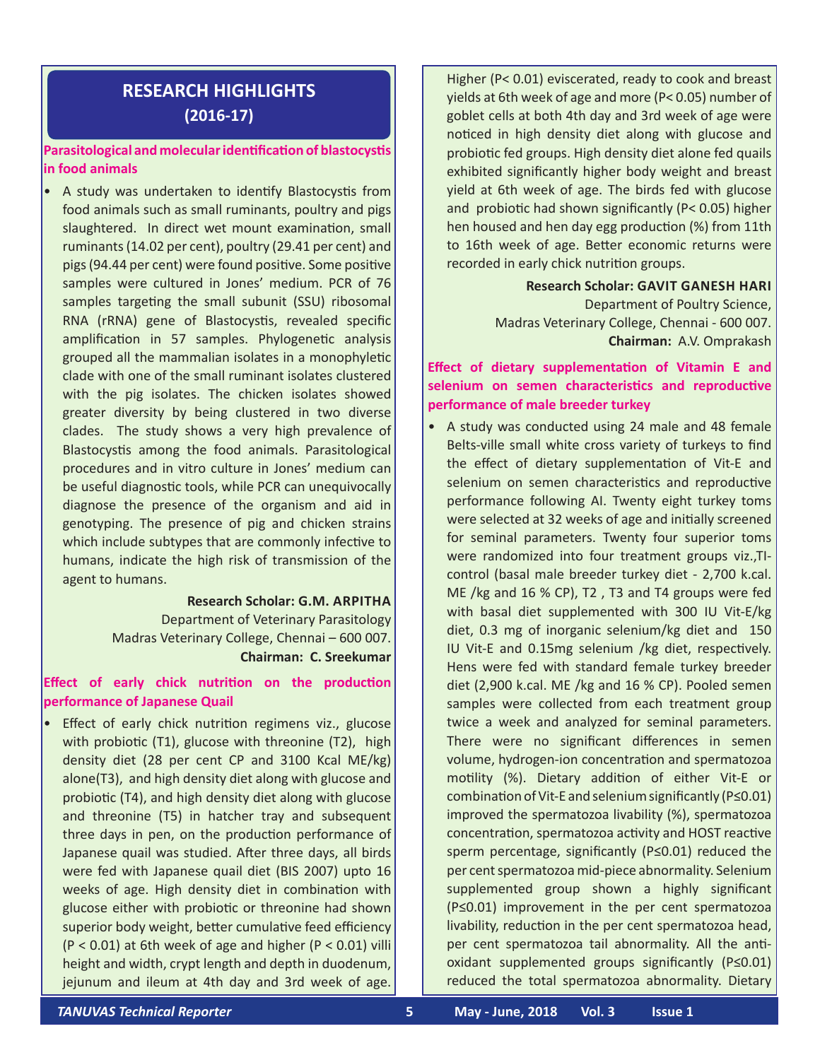# RESEARCH HIGHLIGHTS (2016-17)

### Parasitological and molecular identification of blastocystis in food animals

- A study was undertaken to identify Blastocystis from food animals such as small ruminants, poultry and pigs slaughtered. In direct wet mount examination, small ruminants (14.02 per cent), poultry (29.41 per cent) and pigs (94.44 per cent) were found positive. Some positive samples were cultured in Jones' medium. PCR of 76 samples targeting the small subunit (SSU) ribosomal RNA (rRNA) gene of Blastocystis, revealed specific amplification in 57 samples. Phylogenetic analysis grouped all the mammalian isolates in a monophyletic clade with one of the small ruminant isolates clustered with the pig isolates. The chicken isolates showed greater diversity by being clustered in two diverse clades. The study shows a very high prevalence of Blastocystis among the food animals. Parasitological procedures and in vitro culture in Jones' medium can be useful diagnostic tools, while PCR can unequivocally diagnose the presence of the organism and aid in genotyping. The presence of pig and chicken strains which include subtypes that are commonly infective to humans, indicate the high risk of transmission of the agent to humans.

**Research Scholar: G.M. ARPITHA**
Department of Veterinary Parasitology
Madras Veterinary College, Chennai – 600 007.
**Chairman: C. Sreekumar**

### Effect of early chick nutrition on the production performance of Japanese Quail

- Effect of early chick nutrition regimens viz., glucose with probiotic (T1), glucose with threonine (T2), high density diet (28 per cent CP and 3100 Kcal ME/kg) alone(T3), and high density diet along with glucose and probiotic (T4), and high density diet along with glucose and threonine (T5) in hatcher tray and subsequent three days in pen, on the production performance of Japanese quail was studied. After three days, all birds were fed with Japanese quail diet (BIS 2007) upto 16 weeks of age. High density diet in combination with glucose either with probiotic or threonine had shown superior body weight, better cumulative feed efficiency ($P < 0.01$) at 6th week of age and higher ($P < 0.01$) villi height and width, crypt length and depth in duodenum, jejunum and ileum at 4th day and 3rd week of age. Higher ($P< 0.01$) eviscerated, ready to cook and breast yields at 6th week of age and more ($P< 0.05$) number of goblet cells at both 4th day and 3rd week of age were noticed in high density diet along with glucose and probiotic fed groups. High density diet alone fed quails exhibited significantly higher body weight and breast yield at 6th week of age. The birds fed with glucose and probiotic had shown significantly ($P< 0.05$) higher hen housed and hen day egg production (%) from 11th to 16th week of age. Better economic returns were recorded in early chick nutrition groups.

**Research Scholar: GAVIT GANESH HARI**
Department of Poultry Science,
Madras Veterinary College, Chennai - 600 007.
**Chairman:** A.V. Omprakash

### Effect of dietary supplementation of Vitamin E and selenium on semen characteristics and reproductive performance of male breeder turkey

- A study was conducted using 24 male and 48 female Belts-ville small white cross variety of turkeys to find the effect of dietary supplementation of Vit-E and selenium on semen characteristics and reproductive performance following AI. Twenty eight turkey toms were selected at 32 weeks of age and initially screened for seminal parameters. Twenty four superior toms were randomized into four treatment groups viz.,TI-control (basal male breeder turkey diet - 2,700 k.cal. ME /kg and 16 % CP), T2 , T3 and T4 groups were fed with basal diet supplemented with 300 IU Vit-E/kg diet, 0.3 mg of inorganic selenium/kg diet and 150 IU Vit-E and 0.15mg selenium /kg diet, respectively. Hens were fed with standard female turkey breeder diet (2,900 k.cal. ME /kg and 16 % CP). Pooled semen samples were collected from each treatment group twice a week and analyzed for seminal parameters. There were no significant differences in semen volume, hydrogen-ion concentration and spermatozoa motility (%). Dietary addition of either Vit-E or combination of Vit-E and selenium significantly ($P≤0.01$) improved the spermatozoa livability (%), spermatozoa concentration, spermatozoa activity and HOST reactive sperm percentage, significantly ($P≤0.01$) reduced the per cent spermatozoa mid-piece abnormality. Selenium supplemented group shown a highly significant ($P≤0.01$) improvement in the per cent spermatozoa livability, reduction in the per cent spermatozoa head, per cent spermatozoa tail abnormality. All the anti-oxidant supplemented groups significantly ($P≤0.01$) reduced the total spermatozoa abnormality. Dietary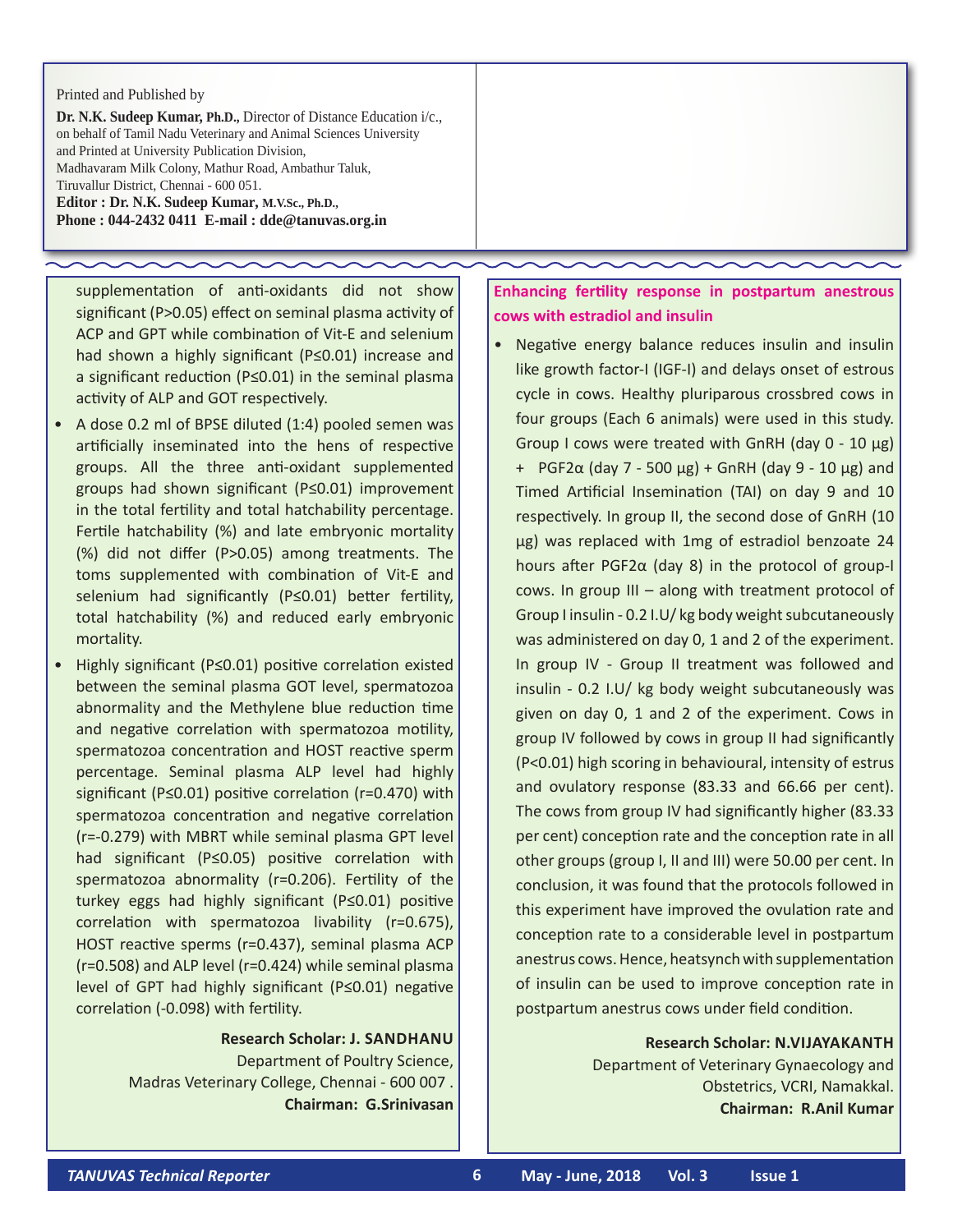Printed and Published by

**Dr. N.K. Sudeep Kumar, Ph.D.,** Director of Distance Education i/c., on behalf of Tamil Nadu Veterinary and Animal Sciences University and Printed at University Publication Division, Madhavaram Milk Colony, Mathur Road, Ambathur Taluk, Tiruvallur District, Chennai - 600 051.

**Editor : Dr. N.K. Sudeep Kumar, M.V.Sc., Ph.D.,**

**Phone : 044-2432 0411 E-mail : dde@tanuvas.org.in**

supplementation of anti-oxidants did not show significant (P>0.05) effect on seminal plasma activity of ACP and GPT while combination of Vit-E and selenium had shown a highly significant (P≤0.01) increase and a significant reduction (P≤0.01) in the seminal plasma activity of ALP and GOT respectively.

- A dose 0.2 ml of BPSE diluted (1:4) pooled semen was artificially inseminated into the hens of respective groups. All the three anti-oxidant supplemented groups had shown significant (P≤0.01) improvement in the total fertility and total hatchability percentage. Fertile hatchability (%) and late embryonic mortality (%) did not differ (P>0.05) among treatments. The toms supplemented with combination of Vit-E and selenium had significantly (P≤0.01) better fertility, total hatchability (%) and reduced early embryonic mortality.
- Highly significant (P≤0.01) positive correlation existed between the seminal plasma GOT level, spermatozoa abnormality and the Methylene blue reduction time and negative correlation with spermatozoa motility, spermatozoa concentration and HOST reactive sperm percentage. Seminal plasma ALP level had highly significant (P≤0.01) positive correlation (r=0.470) with spermatozoa concentration and negative correlation (r=-0.279) with MBRT while seminal plasma GPT level had significant (P≤0.05) positive correlation with spermatozoa abnormality (r=0.206). Fertility of the turkey eggs had highly significant (P≤0.01) positive correlation with spermatozoa livability (r=0.675), HOST reactive sperms (r=0.437), seminal plasma ACP (r=0.508) and ALP level (r=0.424) while seminal plasma level of GPT had highly significant (P≤0.01) negative correlation (-0.098) with fertility.

**Research Scholar: J. SANDHANU**
Department of Poultry Science,
Madras Veterinary College, Chennai - 600 007 .
**Chairman: G.Srinivasan**

## Enhancing fertility response in postpartum anestrous cows with estradiol and insulin

- Negative energy balance reduces insulin and insulin like growth factor-I (IGF-I) and delays onset of estrous cycle in cows. Healthy pluriparous crossbred cows in four groups (Each 6 animals) were used in this study. Group I cows were treated with GnRH (day 0 - 10 µg) + PGF2α (day 7 - 500 µg) + GnRH (day 9 - 10 µg) and Timed Artificial Insemination (TAI) on day 9 and 10 respectively. In group II, the second dose of GnRH (10 µg) was replaced with 1mg of estradiol benzoate 24 hours after PGF2α (day 8) in the protocol of group-I cows. In group III – along with treatment protocol of Group I insulin - 0.2 I.U/ kg body weight subcutaneously was administered on day 0, 1 and 2 of the experiment. In group IV - Group II treatment was followed and insulin - 0.2 I.U/ kg body weight subcutaneously was given on day 0, 1 and 2 of the experiment. Cows in group IV followed by cows in group II had significantly (P<0.01) high scoring in behavioural, intensity of estrus and ovulatory response (83.33 and 66.66 per cent). The cows from group IV had significantly higher (83.33 per cent) conception rate and the conception rate in all other groups (group I, II and III) were 50.00 per cent. In conclusion, it was found that the protocols followed in this experiment have improved the ovulation rate and conception rate to a considerable level in postpartum anestrus cows. Hence, heatsynch with supplementation of insulin can be used to improve conception rate in postpartum anestrus cows under field condition.

**Research Scholar: N.VIJAYAKANTH**
Department of Veterinary Gynaecology and Obstetrics, VCRI, Namakkal.
**Chairman: R.Anil Kumar**